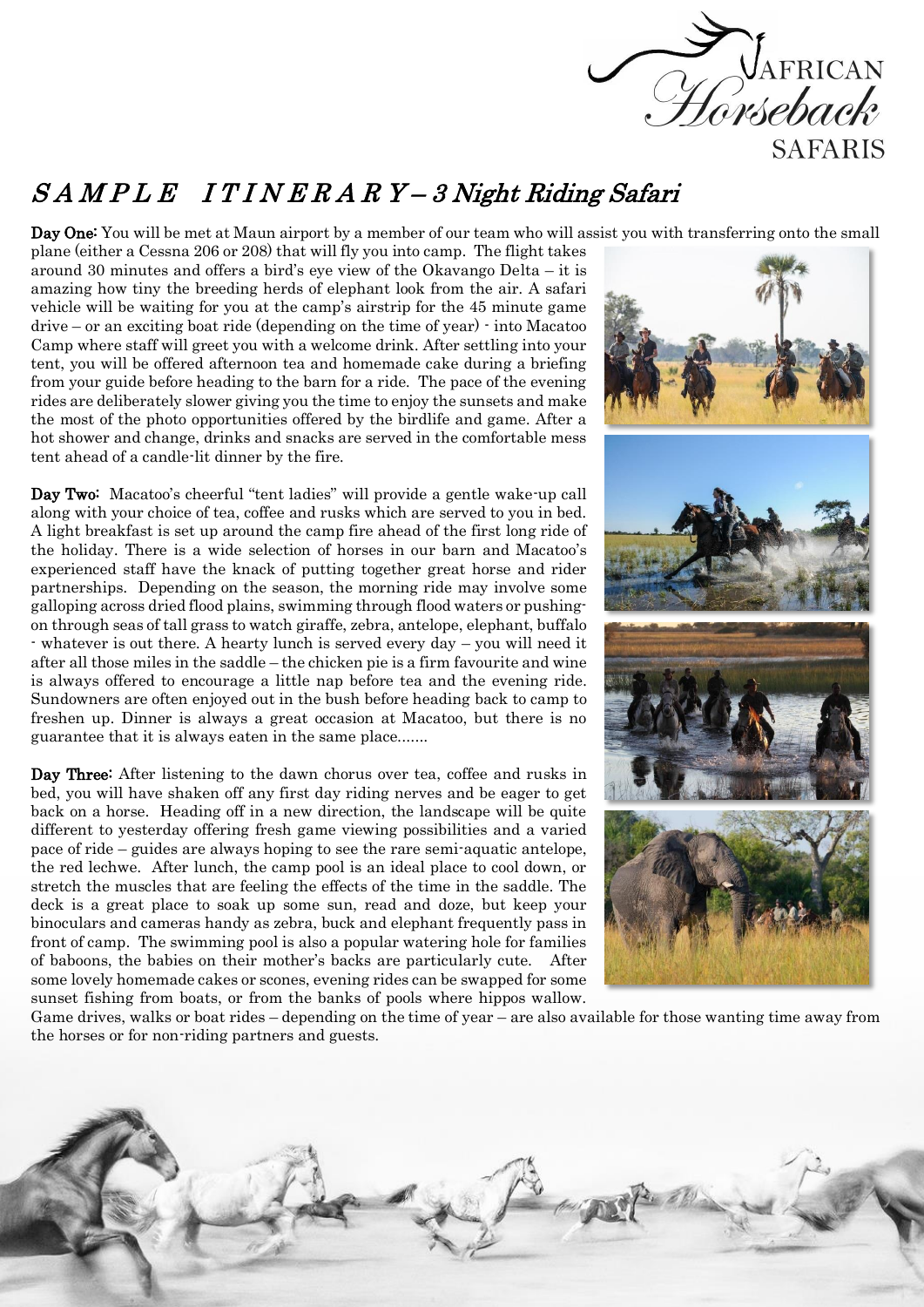# SAMPLE ITINERARY – 3 Night Riding Safari

**Day One:** You will be met at Maun airport by a member of our team who will assist you with transferring onto the small plane (either a Cessna 206 or 208) that will fly you into camp. The flight takes around 30 minutes and offers a bird's eye view of the Okavango Delta – it is amazing how tiny the breeding herds of elephant look from the air. A safari vehicle will be waiting for you at the camp's airstrip for the 45 minute game drive – or an exciting boat ride (depending on the time of year) - into Macatoo Camp where staff will greet you with a welcome drink. After settling into your tent, you will be offered afternoon tea and homemade cake during a briefing from your guide before heading to the barn for a ride. The pace of the evening rides are deliberately slower giving you the time to enjoy the sunsets and make the most of the photo opportunities offered by the birdlife and game. After a hot shower and change, drinks and snacks are served in the comfortable mess tent ahead of a candle-lit dinner by the fire.

**Day Two:** Macatoo's cheerful "tent ladies" will provide a gentle wake-up call along with your choice of tea, coffee and rusks which are served to you in bed. A light breakfast is set up around the camp fire ahead of the first long ride of the holiday. There is a wide selection of horses in our barn and Macatoo's experienced staff have the knack of putting together great horse and rider partnerships. Depending on the season, the morning ride may involve some galloping across dried flood plains, swimming through flood waters or pushing-on through seas of tall grass to watch giraffe, zebra, antelope, elephant, buffalo - whatever is out there. A hearty lunch is served every day – you will need it after all those miles in the saddle – the chicken pie is a firm favourite and wine is always offered to encourage a little nap before tea and the evening ride. Sundowners are often enjoyed out in the bush before heading back to camp to freshen up. Dinner is always a great occasion at Macatoo, but there is no guarantee that it is always eaten in the same place.......

**Day Three:** After listening to the dawn chorus over tea, coffee and rusks in bed, you will have shaken off any first day riding nerves and be eager to get back on a horse. Heading off in a new direction, the landscape will be quite different to yesterday offering fresh game viewing possibilities and a varied pace of ride – guides are always hoping to see the rare semi-aquatic antelope, the red lechwe. After lunch, the camp pool is an ideal place to cool down, or stretch the muscles that are feeling the effects of the time in the saddle. The deck is a great place to soak up some sun, read and doze, but keep your binoculars and cameras handy as zebra, buck and elephant frequently pass in front of camp. The swimming pool is also a popular watering hole for families of baboons, the babies on their mother's backs are particularly cute. After some lovely homemade cakes or scones, evening rides can be swapped for some sunset fishing from boats, or from the banks of pools where hippos wallow. Game drives, walks or boat rides – depending on the time of year – are also available for those wanting time away from the horses or for non-riding partners and guests.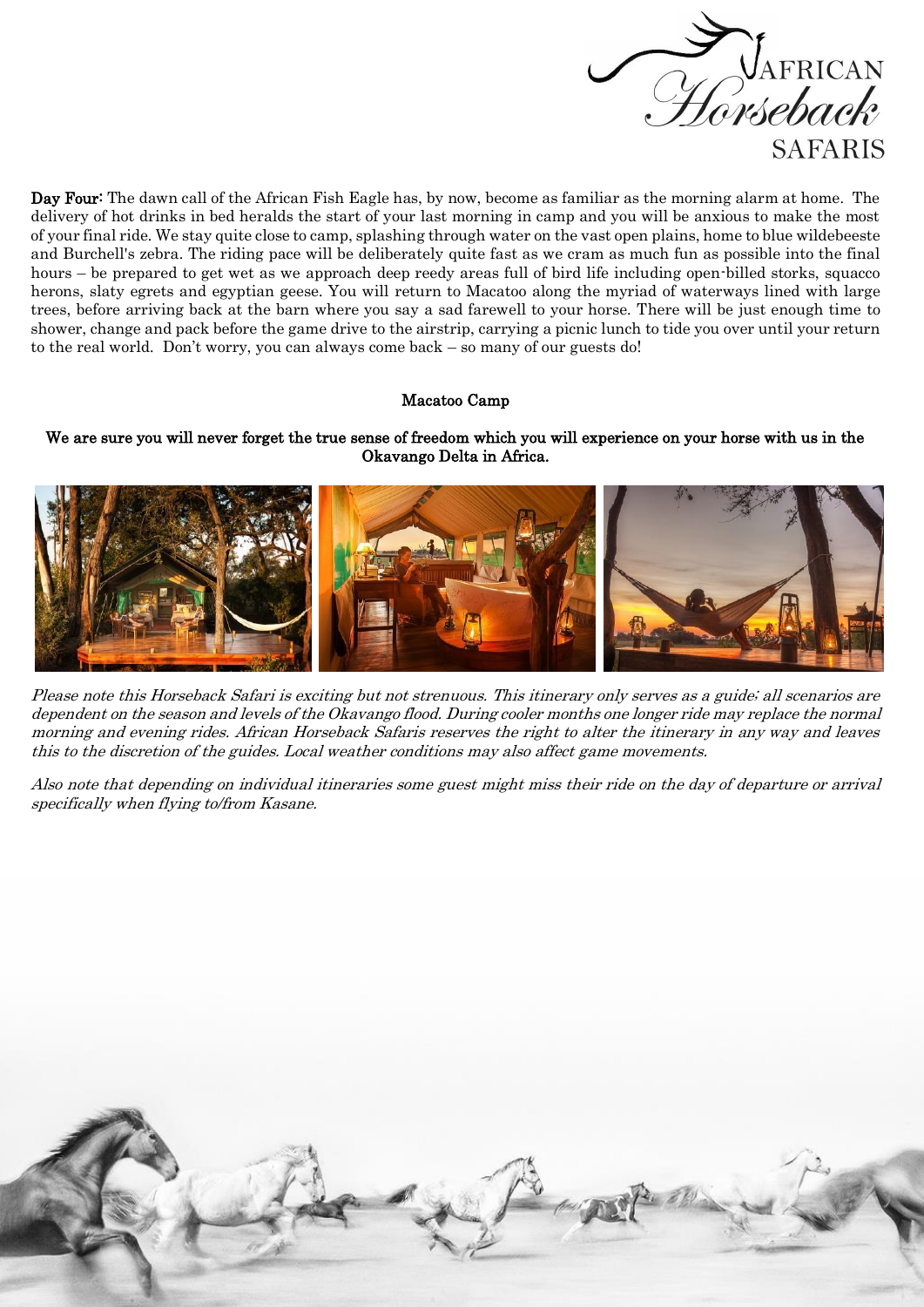**Day Four:** The dawn call of the African Fish Eagle has, by now, become as familiar as the morning alarm at home. The delivery of hot drinks in bed heralds the start of your last morning in camp and you will be anxious to make the most of your final ride. We stay quite close to camp, splashing through water on the vast open plains, home to blue wildebeeste and Burchell's zebra. The riding pace will be deliberately quite fast as we cram as much fun as possible into the final hours – be prepared to get wet as we approach deep reedy areas full of bird life including open-billed storks, squacco herons, slaty egrets and egyptian geese. You will return to Macatoo along the myriad of waterways lined with large trees, before arriving back at the barn where you say a sad farewell to your horse. There will be just enough time to shower, change and pack before the game drive to the airstrip, carrying a picnic lunch to tide you over until your return to the real world. Don't worry, you can always come back – so many of our guests do!

**Macatoo Camp**

**We are sure you will never forget the true sense of freedom which you will experience on your horse with us in the Okavango Delta in Africa.**

*Please note this Horseback Safari is exciting but not strenuous. This itinerary only serves as a guide; all scenarios are dependent on the season and levels of the Okavango flood. During cooler months one longer ride may replace the normal morning and evening rides. African Horseback Safaris reserves the right to alter the itinerary in any way and leaves this to the discretion of the guides. Local weather conditions may also affect game movements.*

*Also note that depending on individual itineraries some guest might miss their ride on the day of departure or arrival specifically when flying to/from Kasane.*